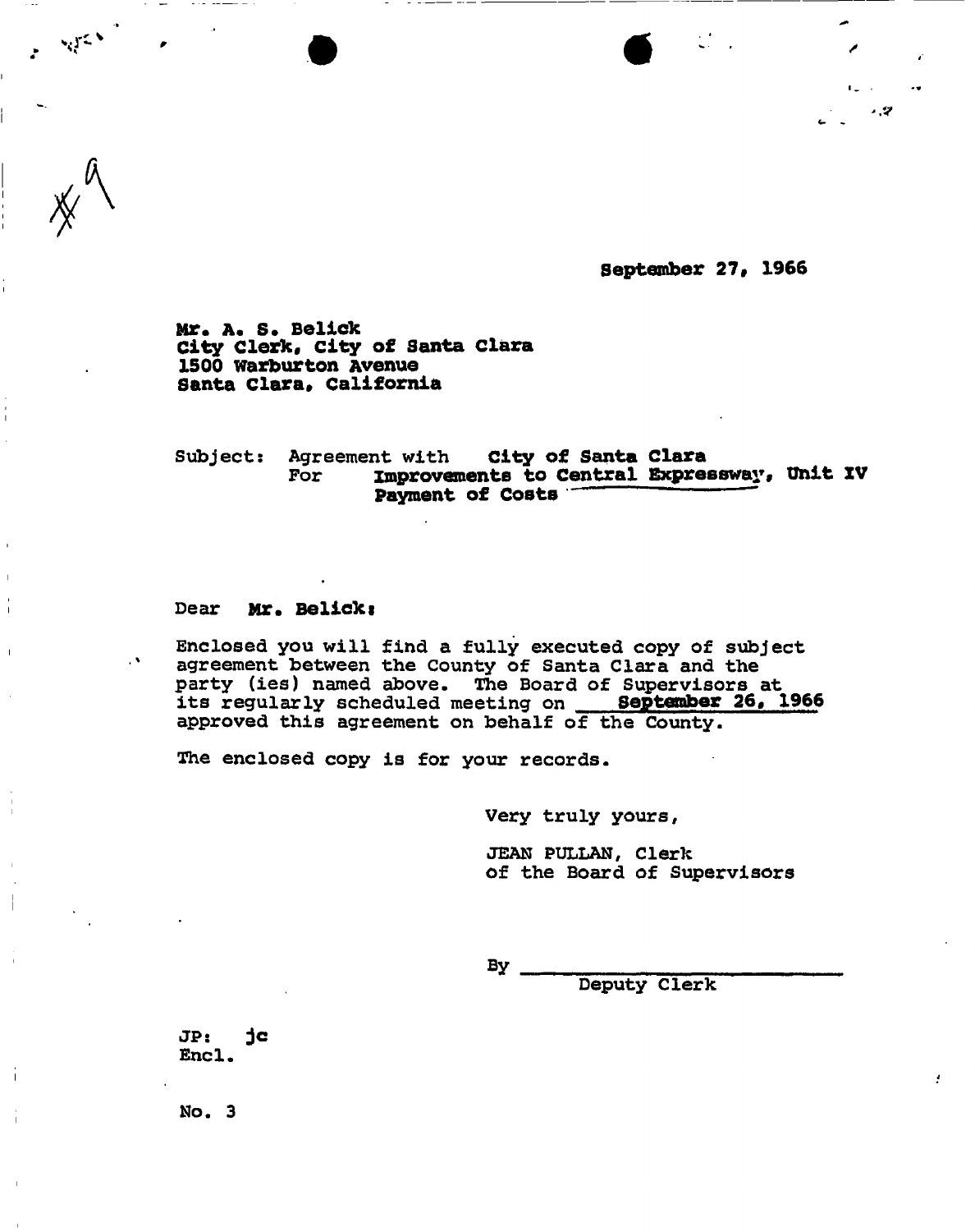#9

September 27, 1966

Mr. A. S. Belick
City Clerk, City of Santa Clara
1500 Warburton Avenue
Santa Clara, California

Subject: Agreement with City of Santa Clara
For Improvements to Central Expressway, Unit IV
Payment of Costs

Dear Mr. Belick:

Enclosed you will find a fully executed copy of subject agreement between the County of Santa Clara and the party (ies) named above. The Board of Supervisors at its regularly scheduled meeting on September 26, 1966 approved this agreement on behalf of the County.

The enclosed copy is for your records.

Very truly yours,

JEAN PULLAN, Clerk
of the Board of Supervisors

By ____________________
Deputy Clerk

JP: jc
Encl.

No. 3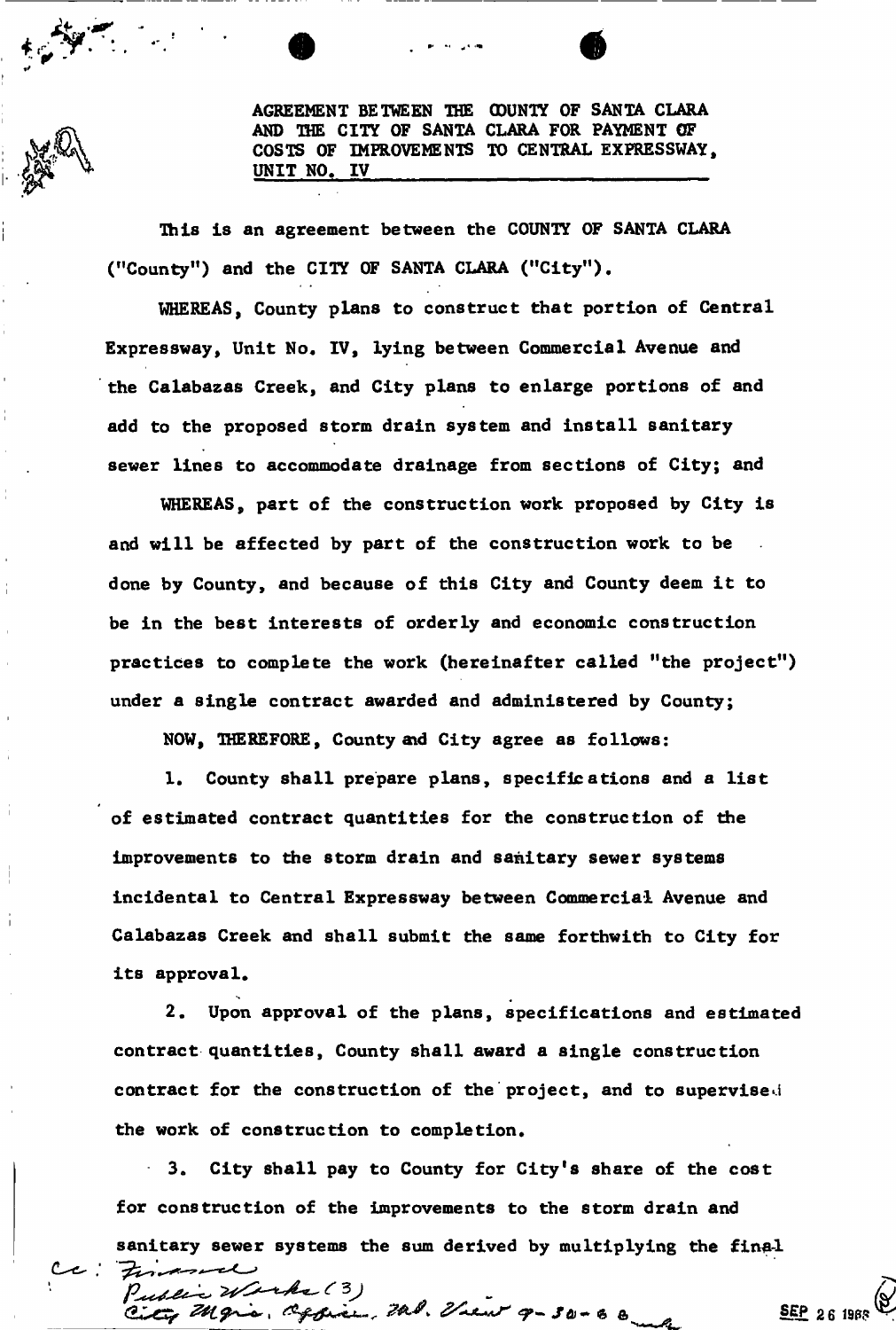**AGREEMENT BETWEEN THE COUNTY OF SANTA CLARA AND THE CITY OF SANTA CLARA FOR PAYMENT OF COSTS OF IMPROVEMENTS TO CENTRAL EXPRESSWAY, UNIT NO. IV**

This is an agreement between the COUNTY OF SANTA CLARA ("County") and the CITY OF SANTA CLARA ("City").

WHEREAS, County plans to construct that portion of Central Expressway, Unit No. IV, lying between Commercial Avenue and the Calabazas Creek, and City plans to enlarge portions of and add to the proposed storm drain system and install sanitary sewer lines to accommodate drainage from sections of City; and

WHEREAS, part of the construction work proposed by City is and will be affected by part of the construction work to be done by County, and because of this City and County deem it to be in the best interests of orderly and economic construction practices to complete the work (hereinafter called "the project") under a single contract awarded and administered by County;

NOW, THEREFORE, County and City agree as follows:

1. County shall prepare plans, specifications and a list of estimated contract quantities for the construction of the improvements to the storm drain and sanitary sewer systems incidental to Central Expressway between Commercial Avenue and Calabazas Creek and shall submit the same forthwith to City for its approval.

2. Upon approval of the plans, specifications and estimated contract quantities, County shall award a single construction contract for the construction of the project, and to supervised the work of construction to completion.

3. City shall pay to County for City's share of the cost for construction of the improvements to the storm drain and sanitary sewer systems the sum derived by multiplying the final

cc: Finance
Public Works (3)
City Mgrs. Office, Mt. View 9-30-68

SEP 26 1968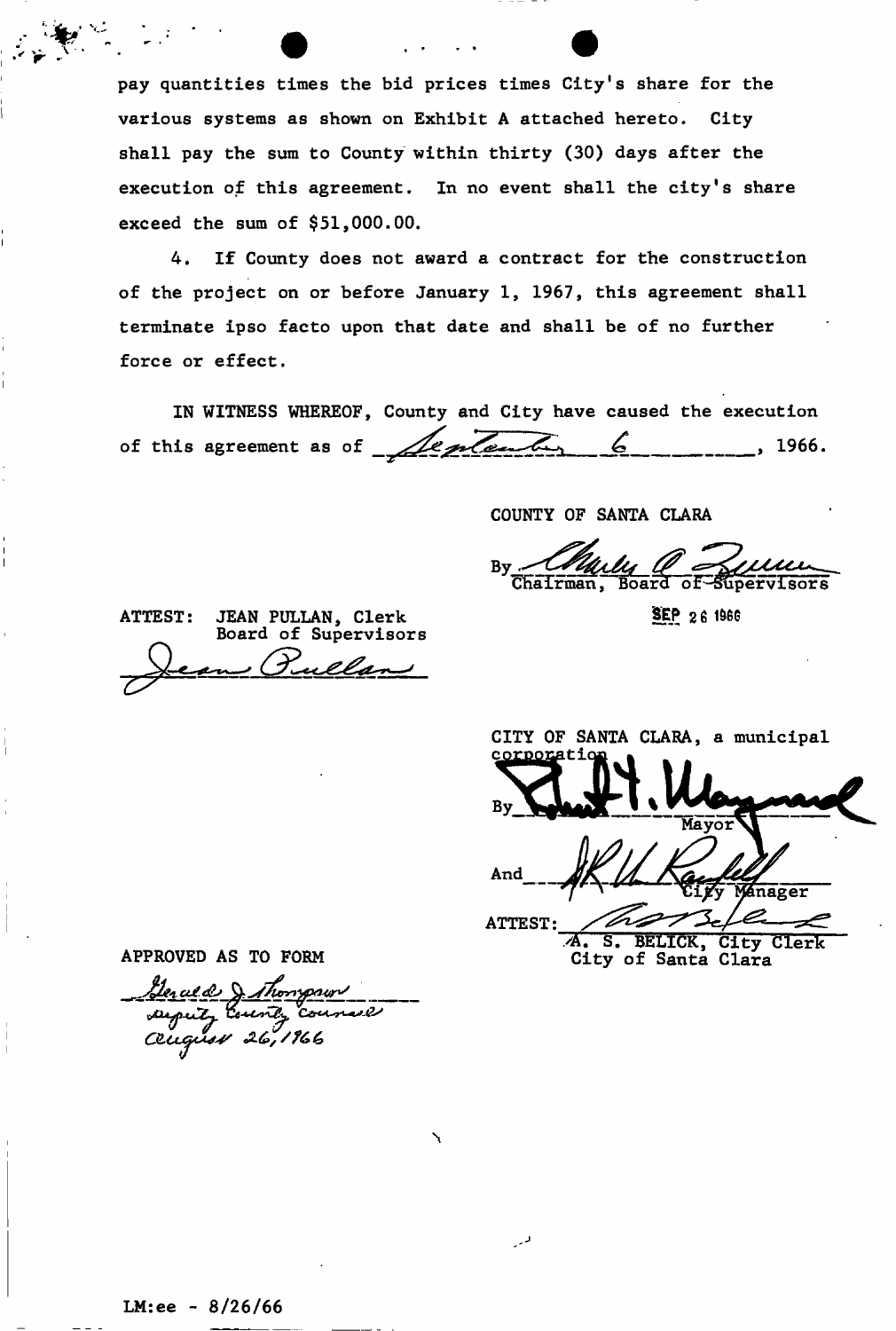pay quantities times the bid prices times City's share for the various systems as shown on Exhibit A attached hereto. City shall pay the sum to County within thirty (30) days after the execution of this agreement. In no event shall the city's share exceed the sum of $51,000.00.

4. If County does not award a contract for the construction of the project on or before January 1, 1967, this agreement shall terminate ipso facto upon that date and shall be of no further force or effect.

IN WITNESS WHEREOF, County and City have caused the execution of this agreement as of September 6, 1966.

COUNTY OF SANTA CLARA

By Charles A. Quinn
Chairman, Board of Supervisors

SEP 26 1966

ATTEST: JEAN PULLAN, Clerk
Board of Supervisors

Jean Pullan

CITY OF SANTA CLARA, a municipal corporation

By ______________________
Mayor

And ______________________
City Manager

ATTEST: ______________________
A. S. BELICK, City Clerk
City of Santa Clara

APPROVED AS TO FORM

Gerald J. Thompson
Deputy County Counsel
August 26, 1966

LM:ee - 8/26/66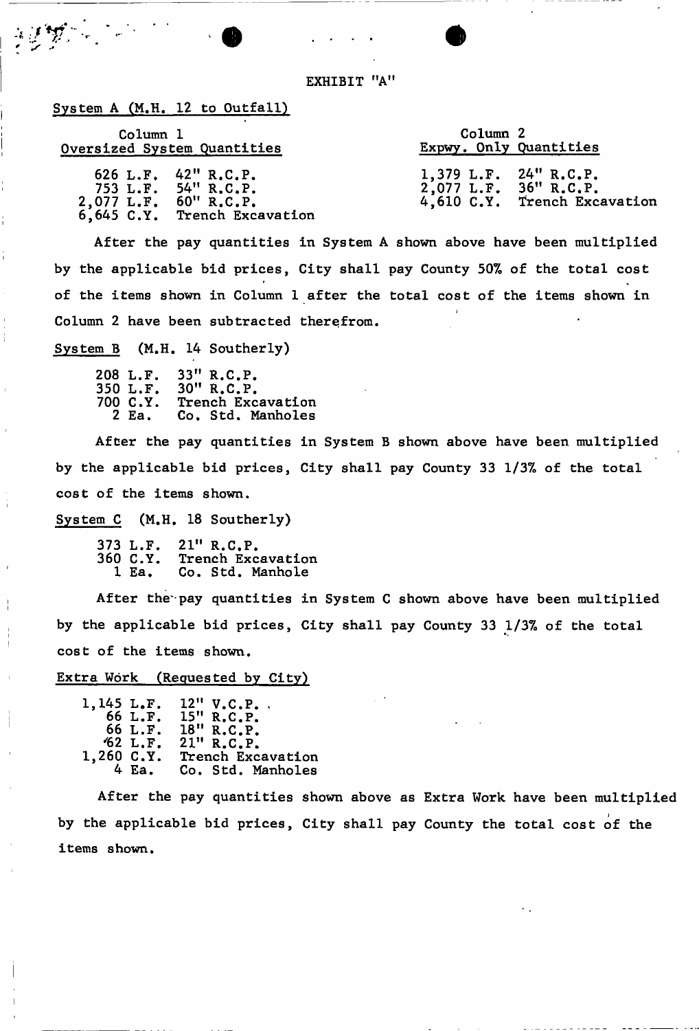# EXHIBIT "A"

System A (M.H. 12 to Outfall)

| Column 1 Oversized System Quantities | | Column 2 Expwy. Only Quantities | |
|---|---|---|---|
| 626 L.F. | 42" R.C.P. | 1,379 L.F. | 24" R.C.P. |
| 753 L.F. | 54" R.C.P. | 2,077 L.F. | 36" R.C.P. |
| 2,077 L.F. | 60" R.C.P. | 4,610 C.Y. | Trench Excavation |
| 6,645 C.Y. | Trench Excavation | | |

After the pay quantities in System A shown above have been multiplied by the applicable bid prices, City shall pay County 50% of the total cost of the items shown in Column 1 after the total cost of the items shown in Column 2 have been subtracted therefrom.

System B (M.H. 14 Southerly)

| | |
|---|---|
| 208 L.F. | 33" R.C.P. |
| 350 L.F. | 30" R.C.P. |
| 700 C.Y. | Trench Excavation |
| 2 Ea. | Co. Std. Manholes |

After the pay quantities in System B shown above have been multiplied by the applicable bid prices, City shall pay County 33 1/3% of the total cost of the items shown.

System C (M.H. 18 Southerly)

| | |
|---|---|
| 373 L.F. | 21" R.C.P. |
| 360 C.Y. | Trench Excavation |
| 1 Ea. | Co. Std. Manhole |

After the pay quantities in System C shown above have been multiplied by the applicable bid prices, City shall pay County 33 1/3% of the total cost of the items shown.

Extra Work (Requested by City)

| | |
|---|---|
| 1,145 L.F. | 12" V.C.P. |
| 66 L.F. | 15" R.C.P. |
| 66 L.F. | 18" R.C.P. |
| 62 L.F. | 21" R.C.P. |
| 1,260 C.Y. | Trench Excavation |
| 4 Ea. | Co. Std. Manholes |

After the pay quantities shown above as Extra Work have been multiplied by the applicable bid prices, City shall pay County the total cost of the items shown.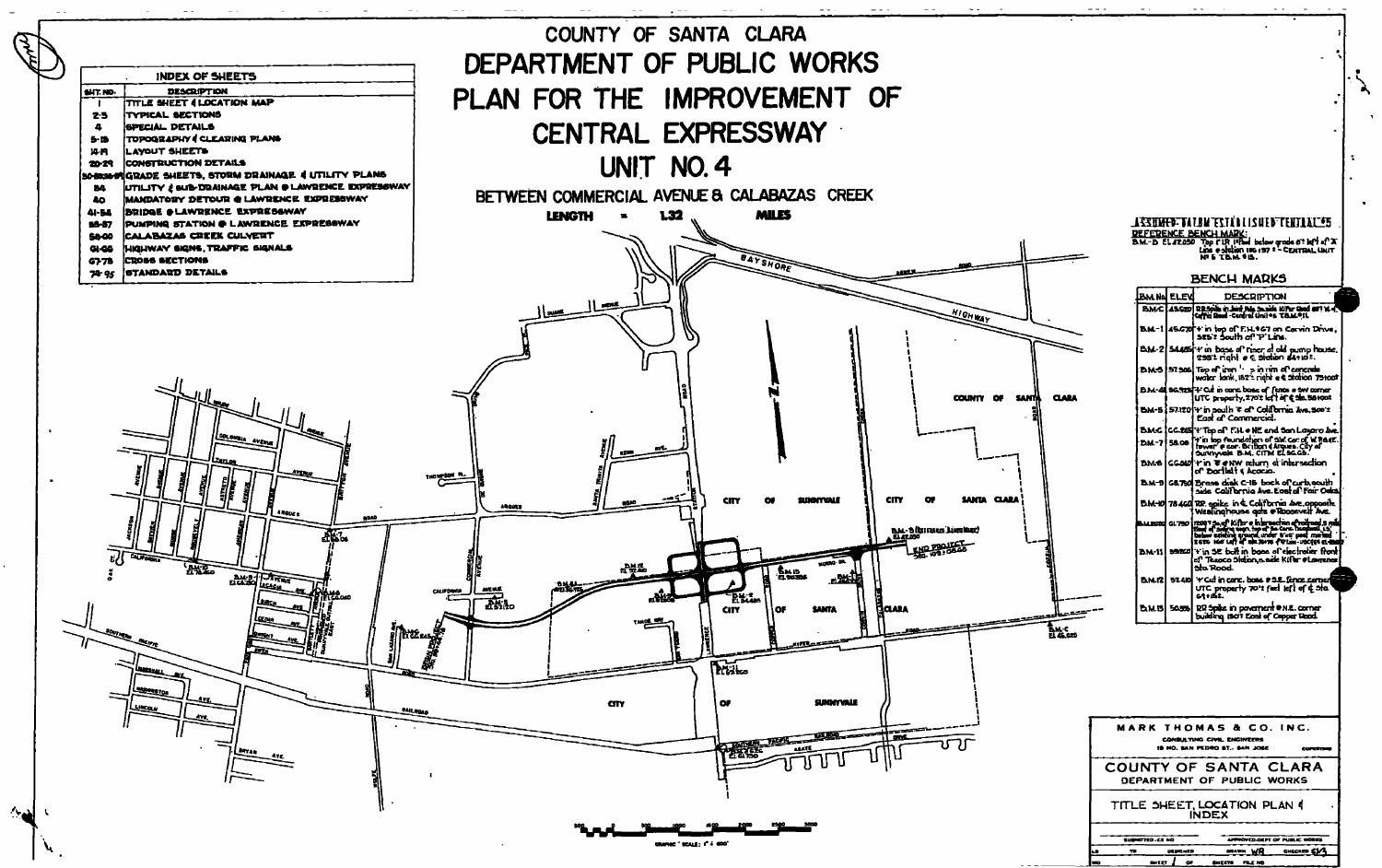# COUNTY OF SANTA CLARA

# DEPARTMENT OF PUBLIC WORKS

# PLAN FOR THE IMPROVEMENT OF CENTRAL EXPRESSWAY

# UNIT NO. 4

## BETWEEN COMMERCIAL AVENUE & CALABAZAS CREEK

**LENGTH = 1.32 MILES**

| INDEX OF SHEETS | |
|---|---|
| SHT. NO. | DESCRIPTION |
| 1 | TITLE SHEET & LOCATION MAP |
| 2-3 | TYPICAL SECTIONS |
| 4 | SPECIAL DETAILS |
| 5-13 | TOPOGRAPHY & CLEARING PLANS |
| 14-19 | LAYOUT SHEETS |
| 20-29 | CONSTRUCTION DETAILS |
| 30-33 | GRADE SHEETS, STORM DRAINAGE & UTILITY PLANS |
| 34 | UTILITY & SUB-DRAINAGE PLAN @ LAWRENCE EXPRESSWAY |
| 40 | MANDATORY DETOUR @ LAWRENCE EXPRESSWAY |
| 41-54 | BRIDGE @ LAWRENCE EXPRESSWAY |
| 55-57 | PUMPING STATION @ LAWRENCE EXPRESSWAY |
| 58-60 | CALABAZAS CREEK CULVERT |
| 61-66 | HIGHWAY SIGNS, TRAFFIC SIGNALS |
| 67-73 | CROSS SECTIONS |
| 74-95 | STANDARD DETAILS |

**ASSUMED DATUM ESTABLISHED CENTRAL #5**

**REFERENCE BENCH MARK:**
B.M.-B EL. 62.250 Top of RR rail below grade 67' left of "A" Line @ Station 116+97 ± - CENTRAL UNIT No. 5 T.B.M. #15.

### BENCH MARKS

| B.M. No. | ELEV. | DESCRIPTION |
|---|---|---|
| B.M.-C | 45.520 | RR Spike in bent Pole, 2s side Kifer Road 617' W of Coffin Road - Central Unit #5 T.B.M. #11. |
| B.M.-1 | 45.670 | "+" in top of F.H. #67 on Corvin Drive, 385'± South of "P" Line. |
| B.M.-2 | 54.485 | "+" in base of riser of old pump house, 298'± right @ ¢ Station 84+10±. |
| B.M.-3 | 57.395 | Top of iron pipe in rim of concrete water tank, 182'± right @ ¢ Station 75+00±. |
| B.M.-4 | 50.925 | "+" Cut in conc. base of fence @ SW corner UTC property, 270'± left of ¢ Sta. 58+00±. |
| B.M.-5 | 57.120 | "+" in south ¢ of California Ave. 300'± East of Commercial. |
| B.M.-6 | 66.265 | "+" Top of F.H. @ NE end San Lazaro Ave. |
| B.M.-7 | 58.06 | "+" in top foundation of SW cor. of W.R.&E. tower @ cor. Britton & Arques. City of Sunnyvale B.M. CITM El. 56.05. |
| B.M.-8 | 66.040 | "+" in ¢ @ NW return of intersection of Bartlett & Acacia. |
| B.M.-9 | 68.750 | Brass disk C-18 back of curb, south side California Ave. East of Fair Oaks. |
| B.M.-10 | 78.460 | RR spike in ¢ California Ave. opposite Westinghouse gate @ Roosevelt Ave. |
| B.M.-ECO | 61.790 | 1500'± South of Kifer Rd. intersection of railroad & road; Head of bridge right, top of San Tomas Expressway; below existing ground, under 6"x6" post marked ... |
| B.M.-11 | 59.820 | "+" in SE bolt in base of electrolier (front) of Texaco Station, s. side Kifer @ Lawrence Sta. Road. |
| B.M.-12 | 57.410 | "+" Cut in conc. base @ S.E. fence corner UTC property 70'± feet left of ¢ Sta. 64+15±. |
| B.M.-13 | 50.550 | RR Spike in pavement @ N.E. corner building 150'± East of Copper Road. |

GRAPHIC SCALE: 1" = 600'

MARK THOMAS & CO. INC.
CONSULTING CIVIL ENGINEERS
18 NO. SAN PEDRO ST., SAN JOSE — CUPERTINO

COUNTY OF SANTA CLARA
DEPARTMENT OF PUBLIC WORKS

TITLE SHEET, LOCATION PLAN & INDEX

SUBMITTED - C.E. NO. | APPROVED - DEPT. OF PUBLIC WORKS
DESIGNED | DRAWN WR | CHECKED
SHEET 1 OF SHEETS | FILE NO.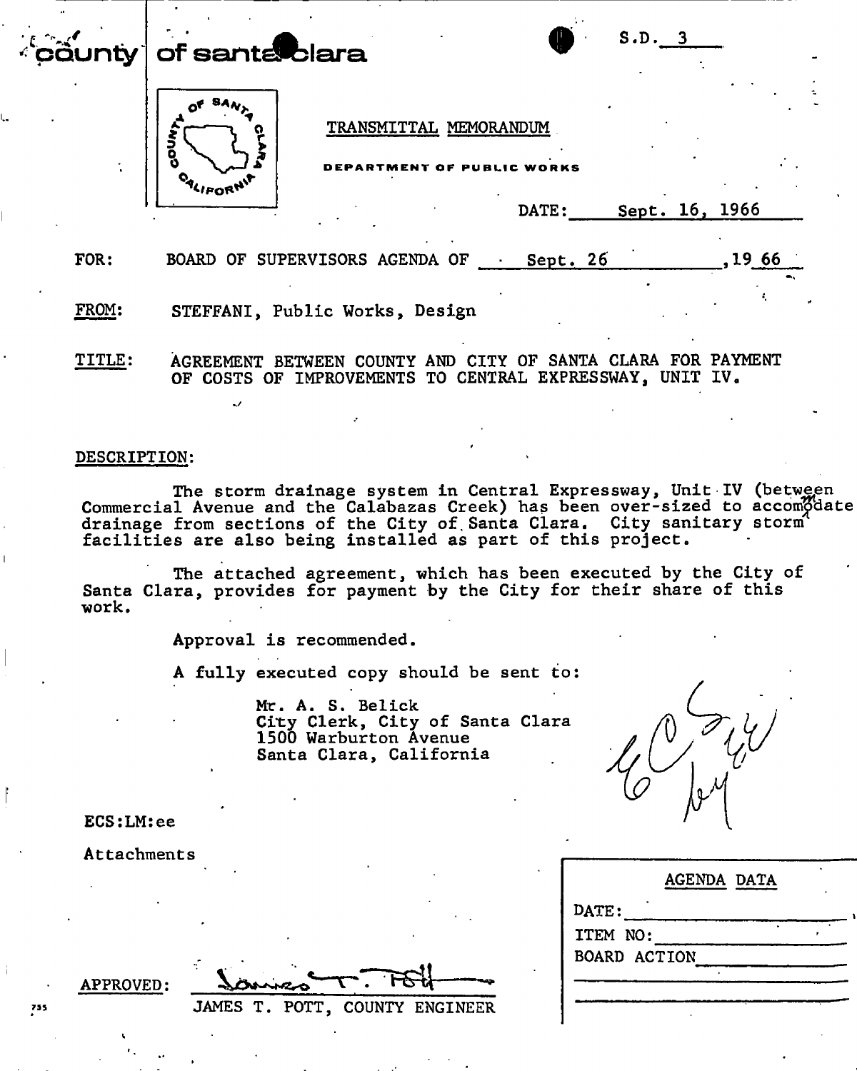county of santa clara

S.D. 3

TRANSMITTAL MEMORANDUM

DEPARTMENT OF PUBLIC WORKS

DATE: Sept. 16, 1966

FOR: BOARD OF SUPERVISORS AGENDA OF Sept. 26, 1966

FROM: STEFFANI, Public Works, Design

TITLE: AGREEMENT BETWEEN COUNTY AND CITY OF SANTA CLARA FOR PAYMENT OF COSTS OF IMPROVEMENTS TO CENTRAL EXPRESSWAY, UNIT IV.

DESCRIPTION:

The storm drainage system in Central Expressway, Unit IV (between Commercial Avenue and the Calabazas Creek) has been over-sized to accommodate drainage from sections of the City of Santa Clara. City sanitary storm facilities are also being installed as part of this project.

The attached agreement, which has been executed by the City of Santa Clara, provides for payment by the City for their share of this work.

Approval is recommended.

A fully executed copy should be sent to:

Mr. A. S. Belick
City Clerk, City of Santa Clara
1500 Warburton Avenue
Santa Clara, California

ECS:LM:ee

Attachments

APPROVED: JAMES T. POTT, COUNTY ENGINEER

AGENDA DATA

DATE:

ITEM NO:

BOARD ACTION